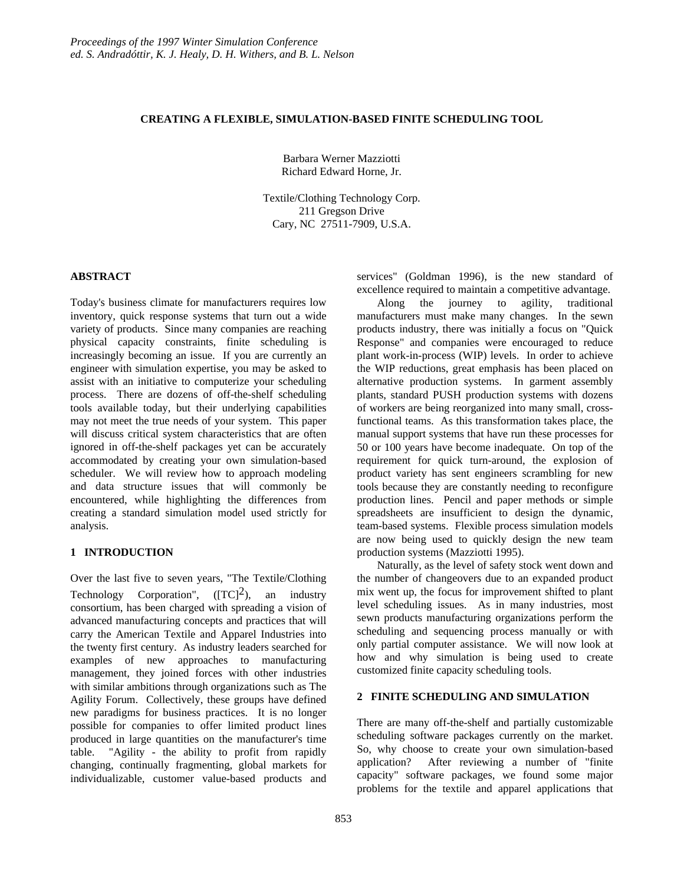# CREATING A FLEXIBLE, SIMULATION-BASED FINITE SCHEDULING TOOL

Barbara Werner Mazziotti
Richard Edward Horne, Jr.

Textile/Clothing Technology Corp.
211 Gregson Drive
Cary, NC 27511-7909, U.S.A.

## ABSTRACT

Today's business climate for manufacturers requires low inventory, quick response systems that turn out a wide variety of products. Since many companies are reaching physical capacity constraints, finite scheduling is increasingly becoming an issue. If you are currently an engineer with simulation expertise, you may be asked to assist with an initiative to computerize your scheduling process. There are dozens of off-the-shelf scheduling tools available today, but their underlying capabilities may not meet the true needs of your system. This paper will discuss critical system characteristics that are often ignored in off-the-shelf packages yet can be accurately accommodated by creating your own simulation-based scheduler. We will review how to approach modeling and data structure issues that will commonly be encountered, while highlighting the differences from creating a standard simulation model used strictly for analysis.

## 1 INTRODUCTION

Over the last five to seven years, "The Textile/Clothing Technology Corporation", ([TC]$^2$), an industry consortium, has been charged with spreading a vision of advanced manufacturing concepts and practices that will carry the American Textile and Apparel Industries into the twenty first century. As industry leaders searched for examples of new approaches to manufacturing management, they joined forces with other industries with similar ambitions through organizations such as The Agility Forum. Collectively, these groups have defined new paradigms for business practices. It is no longer possible for companies to offer limited product lines produced in large quantities on the manufacturer's time table. "Agility - the ability to profit from rapidly changing, continually fragmenting, global markets for individualizable, customer value-based products and services" (Goldman 1996), is the new standard of excellence required to maintain a competitive advantage.

Along the journey to agility, traditional manufacturers must make many changes. In the sewn products industry, there was initially a focus on "Quick Response" and companies were encouraged to reduce plant work-in-process (WIP) levels. In order to achieve the WIP reductions, great emphasis has been placed on alternative production systems. In garment assembly plants, standard PUSH production systems with dozens of workers are being reorganized into many small, cross-functional teams. As this transformation takes place, the manual support systems that have run these processes for 50 or 100 years have become inadequate. On top of the requirement for quick turn-around, the explosion of product variety has sent engineers scrambling for new tools because they are constantly needing to reconfigure production lines. Pencil and paper methods or simple spreadsheets are insufficient to design the dynamic, team-based systems. Flexible process simulation models are now being used to quickly design the new team production systems (Mazziotti 1995).

Naturally, as the level of safety stock went down and the number of changeovers due to an expanded product mix went up, the focus for improvement shifted to plant level scheduling issues. As in many industries, most sewn products manufacturing organizations perform the scheduling and sequencing process manually or with only partial computer assistance. We will now look at how and why simulation is being used to create customized finite capacity scheduling tools.

## 2 FINITE SCHEDULING AND SIMULATION

There are many off-the-shelf and partially customizable scheduling software packages currently on the market. So, why choose to create your own simulation-based application? After reviewing a number of "finite capacity" software packages, we found some major problems for the textile and apparel applications that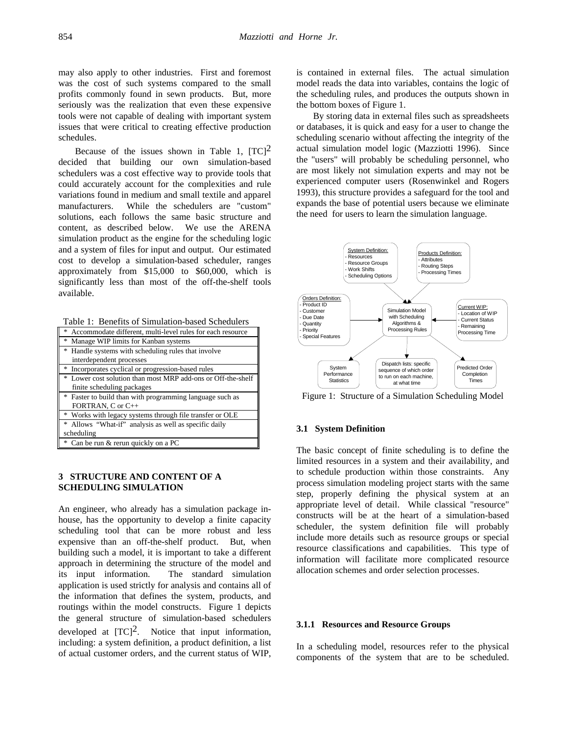may also apply to other industries. First and foremost was the cost of such systems compared to the small profits commonly found in sewn products. But, more seriously was the realization that even these expensive tools were not capable of dealing with important system issues that were critical to creating effective production schedules.

Because of the issues shown in Table 1, [TC]$^2$ decided that building our own simulation-based schedulers was a cost effective way to provide tools that could accurately account for the complexities and rule variations found in medium and small textile and apparel manufacturers. While the schedulers are "custom" solutions, each follows the same basic structure and content, as described below. We use the ARENA simulation product as the engine for the scheduling logic and a system of files for input and output. Our estimated cost to develop a simulation-based scheduler, ranges approximately from $15,000 to $60,000, which is significantly less than most of the off-the-shelf tools available.

Table 1: Benefits of Simulation-based Schedulers

| Benefits |
|---|
| * Accommodate different, multi-level rules for each resource |
| * Manage WIP limits for Kanban systems |
| * Handle systems with scheduling rules that involve interdependent processes |
| * Incorporates cyclical or progression-based rules |
| * Lower cost solution than most MRP add-ons or Off-the-shelf finite scheduling packages |
| * Faster to build than with programming language such as FORTRAN, C or C++ |
| * Works with legacy systems through file transfer or OLE |
| * Allows "What-if" analysis as well as specific daily scheduling |
| * Can be run & rerun quickly on a PC |

## 3 STRUCTURE AND CONTENT OF A SCHEDULING SIMULATION

An engineer, who already has a simulation package in-house, has the opportunity to develop a finite capacity scheduling tool that can be more robust and less expensive than an off-the-shelf product. But, when building such a model, it is important to take a different approach in determining the structure of the model and its input information. The standard simulation application is used strictly for analysis and contains all of the information that defines the system, products, and routings within the model constructs. Figure 1 depicts the general structure of simulation-based schedulers developed at [TC]$^2$. Notice that input information, including: a system definition, a product definition, a list of actual customer orders, and the current status of WIP, is contained in external files. The actual simulation model reads the data into variables, contains the logic of the scheduling rules, and produces the outputs shown in the bottom boxes of Figure 1.

By storing data in external files such as spreadsheets or databases, it is quick and easy for a user to change the scheduling scenario without affecting the integrity of the actual simulation model logic (Mazziotti 1996). Since the "users" will probably be scheduling personnel, who are most likely not simulation experts and may not be experienced computer users (Rosenwinkel and Rogers 1993), this structure provides a safeguard for the tool and expands the base of potential users because we eliminate the need for users to learn the simulation language.

System Definition: - Resources - Resource Groups - Work Shifts - Scheduling Options

Products Definition: - Attributes - Routing Steps - Processing Times

Orders Definition: - Product ID - Customer - Due Date - Quantity - Priority - Special Features

Simulation Model with Scheduling Algorithms & Processing Rules

Current WIP: - Location of WIP - Current Status - Remaining Processing Time

System Performance Statistics

Dispatch lists: specific sequence of which order to run on each machine, at what time

Predicted Order Completion Times

Figure 1: Structure of a Simulation Scheduling Model

### 3.1 System Definition

The basic concept of finite scheduling is to define the limited resources in a system and their availability, and to schedule production within those constraints. Any process simulation modeling project starts with the same step, properly defining the physical system at an appropriate level of detail. While classical "resource" constructs will be at the heart of a simulation-based scheduler, the system definition file will probably include more details such as resource groups or special resource classifications and capabilities. This type of information will facilitate more complicated resource allocation schemes and order selection processes.

#### 3.1.1 Resources and Resource Groups

In a scheduling model, resources refer to the physical components of the system that are to be scheduled.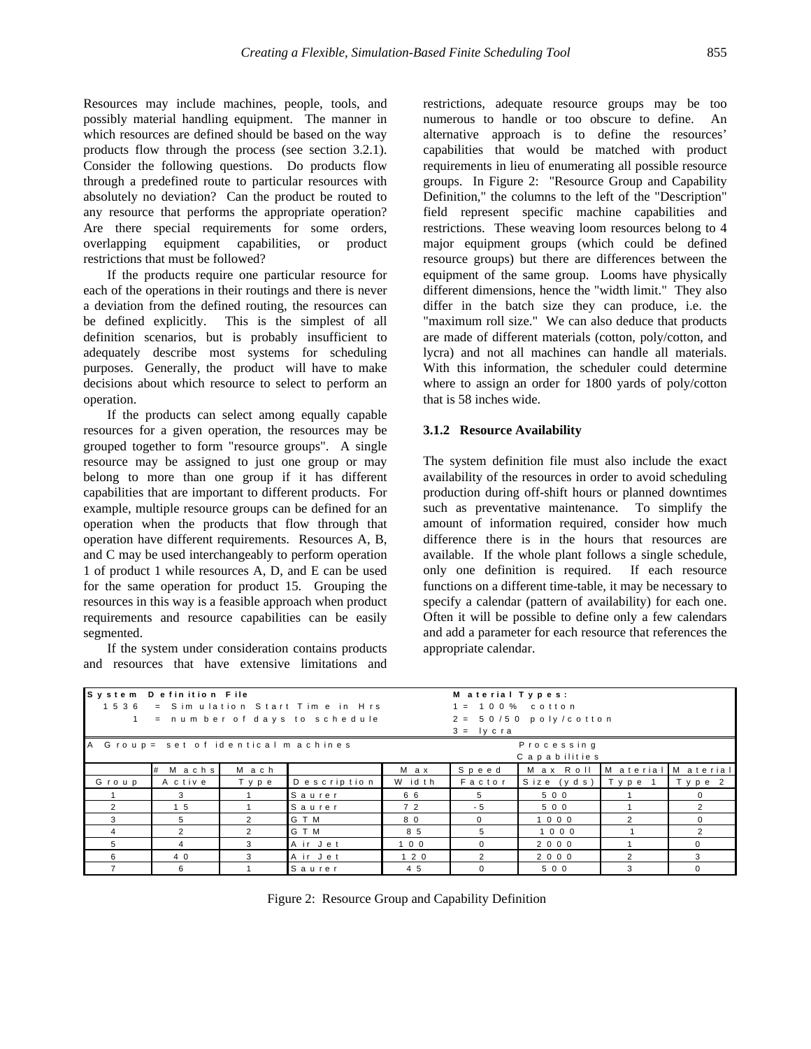Resources may include machines, people, tools, and possibly material handling equipment. The manner in which resources are defined should be based on the way products flow through the process (see section 3.2.1). Consider the following questions. Do products flow through a predefined route to particular resources with absolutely no deviation? Can the product be routed to any resource that performs the appropriate operation? Are there special requirements for some orders, overlapping equipment capabilities, or product restrictions that must be followed?

If the products require one particular resource for each of the operations in their routings and there is never a deviation from the defined routing, the resources can be defined explicitly. This is the simplest of all definition scenarios, but is probably insufficient to adequately describe most systems for scheduling purposes. Generally, the product will have to make decisions about which resource to select to perform an operation.

If the products can select among equally capable resources for a given operation, the resources may be grouped together to form "resource groups". A single resource may be assigned to just one group or may belong to more than one group if it has different capabilities that are important to different products. For example, multiple resource groups can be defined for an operation when the products that flow through that operation have different requirements. Resources A, B, and C may be used interchangeably to perform operation 1 of product 1 while resources A, D, and E can be used for the same operation for product 15. Grouping the resources in this way is a feasible approach when product requirements and resource capabilities can be easily segmented.

If the system under consideration contains products and resources that have extensive limitations and restrictions, adequate resource groups may be too numerous to handle or too obscure to define. An alternative approach is to define the resources' capabilities that would be matched with product requirements in lieu of enumerating all possible resource groups. In Figure 2: "Resource Group and Capability Definition," the columns to the left of the "Description" field represent specific machine capabilities and restrictions. These weaving loom resources belong to 4 major equipment groups (which could be defined resource groups) but there are differences between the equipment of the same group. Looms have physically different dimensions, hence the "width limit." They also differ in the batch size they can produce, i.e. the "maximum roll size." We can also deduce that products are made of different materials (cotton, poly/cotton, and lycra) and not all machines can handle all materials. With this information, the scheduler could determine where to assign an order for 1800 yards of poly/cotton that is 58 inches wide.

### 3.1.2 Resource Availability

The system definition file must also include the exact availability of the resources in order to avoid scheduling production during off-shift hours or planned downtimes such as preventative maintenance. To simplify the amount of information required, consider how much difference there is in the hours that resources are available. If the whole plant follows a single schedule, only one definition is required. If each resource functions on a different time-table, it may be necessary to specify a calendar (pattern of availability) for each one. Often it will be possible to define only a few calendars and add a parameter for each resource that references the appropriate calendar.

**System Definition File**

1536 = Simulation Start Time in Hrs
1 = number of days to schedule

**Material Types:**

1 = 100% cotton
2 = 50/50 poly/cotton
3 = lycra

A Group = set of identical machines

| | | | | Processing Capabilities | | | | |
|---|---|---|---|---|---|---|---|---|
| Group | # Machs Active | Mach Type | Description | Max Width | Speed Factor | Max Roll Size (yds) | Material Type 1 | Material Type 2 |
| 1 | 3 | 1 | Saurer | 66 | 5 | 500 | 1 | 0 |
| 2 | 15 | 1 | Saurer | 72 | -5 | 500 | 1 | 2 |
| 3 | 5 | 2 | GTM | 80 | 0 | 1000 | 2 | 0 |
| 4 | 2 | 2 | GTM | 85 | 5 | 1000 | 1 | 2 |
| 5 | 4 | 3 | Air Jet | 100 | 0 | 2000 | 1 | 0 |
| 6 | 40 | 3 | Air Jet | 120 | 2 | 2000 | 2 | 3 |
| 7 | 6 | 1 | Saurer | 45 | 0 | 500 | 3 | 0 |

Figure 2: Resource Group and Capability Definition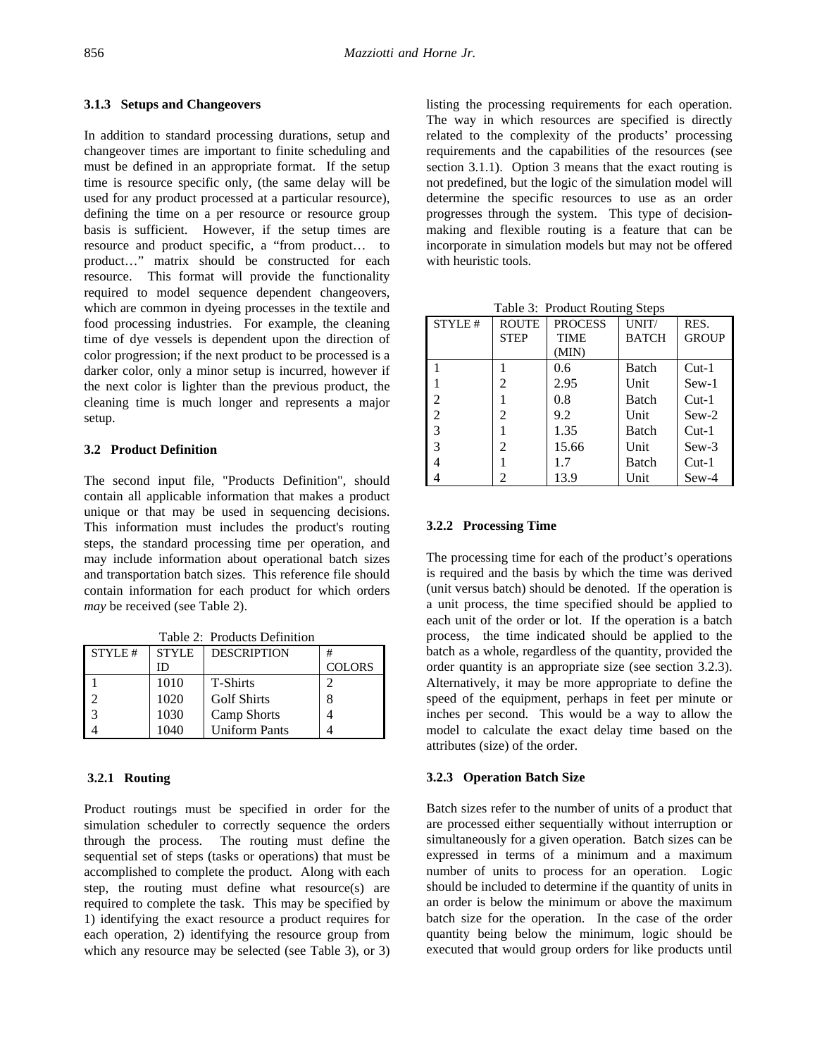### 3.1.3 Setups and Changeovers

In addition to standard processing durations, setup and changeover times are important to finite scheduling and must be defined in an appropriate format. If the setup time is resource specific only, (the same delay will be used for any product processed at a particular resource), defining the time on a per resource or resource group basis is sufficient. However, if the setup times are resource and product specific, a "from product… to product…" matrix should be constructed for each resource. This format will provide the functionality required to model sequence dependent changeovers, which are common in dyeing processes in the textile and food processing industries. For example, the cleaning time of dye vessels is dependent upon the direction of color progression; if the next product to be processed is a darker color, only a minor setup is incurred, however if the next color is lighter than the previous product, the cleaning time is much longer and represents a major setup.

## 3.2 Product Definition

The second input file, "Products Definition", should contain all applicable information that makes a product unique or that may be used in sequencing decisions. This information must includes the product's routing steps, the standard processing time per operation, and may include information about operational batch sizes and transportation batch sizes. This reference file should contain information for each product for which orders *may* be received (see Table 2).

Table 2: Products Definition

| STYLE # | STYLE ID | DESCRIPTION | # COLORS |
|---|---|---|---|
| 1 | 1010 | T-Shirts | 2 |
| 2 | 1020 | Golf Shirts | 8 |
| 3 | 1030 | Camp Shorts | 4 |
| 4 | 1040 | Uniform Pants | 4 |

### 3.2.1 Routing

Product routings must be specified in order for the simulation scheduler to correctly sequence the orders through the process. The routing must define the sequential set of steps (tasks or operations) that must be accomplished to complete the product. Along with each step, the routing must define what resource(s) are required to complete the task. This may be specified by 1) identifying the exact resource a product requires for each operation, 2) identifying the resource group from which any resource may be selected (see Table 3), or 3) listing the processing requirements for each operation. The way in which resources are specified is directly related to the complexity of the products' processing requirements and the capabilities of the resources (see section 3.1.1). Option 3 means that the exact routing is not predefined, but the logic of the simulation model will determine the specific resources to use as an order progresses through the system. This type of decision-making and flexible routing is a feature that can be incorporate in simulation models but may not be offered with heuristic tools.

Table 3: Product Routing Steps

| STYLE # | ROUTE STEP | PROCESS TIME (MIN) | UNIT/ BATCH | RES. GROUP |
|---|---|---|---|---|
| 1 | 1 | 0.6 | Batch | Cut-1 |
| 1 | 2 | 2.95 | Unit | Sew-1 |
| 2 | 1 | 0.8 | Batch | Cut-1 |
| 2 | 2 | 9.2 | Unit | Sew-2 |
| 3 | 1 | 1.35 | Batch | Cut-1 |
| 3 | 2 | 15.66 | Unit | Sew-3 |
| 4 | 1 | 1.7 | Batch | Cut-1 |
| 4 | 2 | 13.9 | Unit | Sew-4 |

### 3.2.2 Processing Time

The processing time for each of the product's operations is required and the basis by which the time was derived (unit versus batch) should be denoted. If the operation is a unit process, the time specified should be applied to each unit of the order or lot. If the operation is a batch process, the time indicated should be applied to the batch as a whole, regardless of the quantity, provided the order quantity is an appropriate size (see section 3.2.3). Alternatively, it may be more appropriate to define the speed of the equipment, perhaps in feet per minute or inches per second. This would be a way to allow the model to calculate the exact delay time based on the attributes (size) of the order.

### 3.2.3 Operation Batch Size

Batch sizes refer to the number of units of a product that are processed either sequentially without interruption or simultaneously for a given operation. Batch sizes can be expressed in terms of a minimum and a maximum number of units to process for an operation. Logic should be included to determine if the quantity of units in an order is below the minimum or above the maximum batch size for the operation. In the case of the order quantity being below the minimum, logic should be executed that would group orders for like products until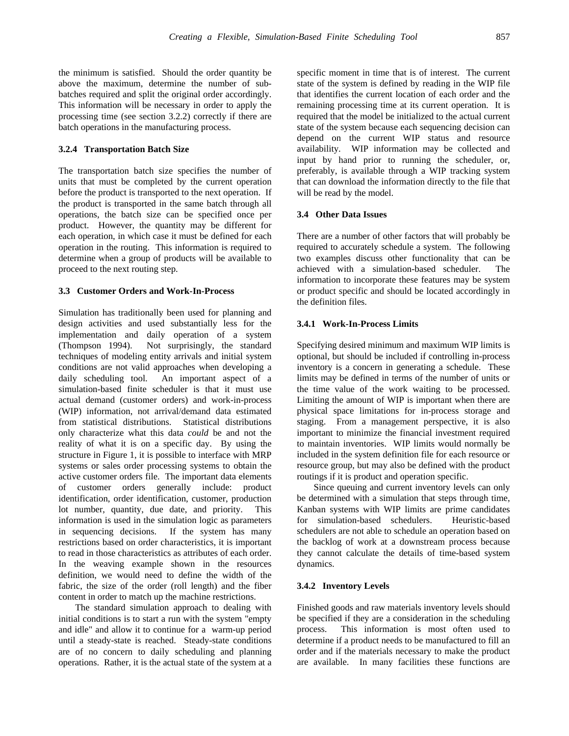the minimum is satisfied. Should the order quantity be above the maximum, determine the number of sub-batches required and split the original order accordingly. This information will be necessary in order to apply the processing time (see section 3.2.2) correctly if there are batch operations in the manufacturing process.

#### 3.2.4 Transportation Batch Size

The transportation batch size specifies the number of units that must be completed by the current operation before the product is transported to the next operation. If the product is transported in the same batch through all operations, the batch size can be specified once per product. However, the quantity may be different for each operation, in which case it must be defined for each operation in the routing. This information is required to determine when a group of products will be available to proceed to the next routing step.

### 3.3 Customer Orders and Work-In-Process

Simulation has traditionally been used for planning and design activities and used substantially less for the implementation and daily operation of a system (Thompson 1994). Not surprisingly, the standard techniques of modeling entity arrivals and initial system conditions are not valid approaches when developing a daily scheduling tool. An important aspect of a simulation-based finite scheduler is that it must use actual demand (customer orders) and work-in-process (WIP) information, not arrival/demand data estimated from statistical distributions. Statistical distributions only characterize what this data *could* be and not the reality of what it is on a specific day. By using the structure in Figure 1, it is possible to interface with MRP systems or sales order processing systems to obtain the active customer orders file. The important data elements of customer orders generally include: product identification, order identification, customer, production lot number, quantity, due date, and priority. This information is used in the simulation logic as parameters in sequencing decisions. If the system has many restrictions based on order characteristics, it is important to read in those characteristics as attributes of each order. In the weaving example shown in the resources definition, we would need to define the width of the fabric, the size of the order (roll length) and the fiber content in order to match up the machine restrictions.

The standard simulation approach to dealing with initial conditions is to start a run with the system "empty and idle" and allow it to continue for a warm-up period until a steady-state is reached. Steady-state conditions are of no concern to daily scheduling and planning operations. Rather, it is the actual state of the system at a specific moment in time that is of interest. The current state of the system is defined by reading in the WIP file that identifies the current location of each order and the remaining processing time at its current operation. It is required that the model be initialized to the actual current state of the system because each sequencing decision can depend on the current WIP status and resource availability. WIP information may be collected and input by hand prior to running the scheduler, or, preferably, is available through a WIP tracking system that can download the information directly to the file that will be read by the model.

### 3.4 Other Data Issues

There are a number of other factors that will probably be required to accurately schedule a system. The following two examples discuss other functionality that can be achieved with a simulation-based scheduler. The information to incorporate these features may be system or product specific and should be located accordingly in the definition files.

#### 3.4.1 Work-In-Process Limits

Specifying desired minimum and maximum WIP limits is optional, but should be included if controlling in-process inventory is a concern in generating a schedule. These limits may be defined in terms of the number of units or the time value of the work waiting to be processed. Limiting the amount of WIP is important when there are physical space limitations for in-process storage and staging. From a management perspective, it is also important to minimize the financial investment required to maintain inventories. WIP limits would normally be included in the system definition file for each resource or resource group, but may also be defined with the product routings if it is product and operation specific.

Since queuing and current inventory levels can only be determined with a simulation that steps through time, Kanban systems with WIP limits are prime candidates for simulation-based schedulers. Heuristic-based schedulers are not able to schedule an operation based on the backlog of work at a downstream process because they cannot calculate the details of time-based system dynamics.

#### 3.4.2 Inventory Levels

Finished goods and raw materials inventory levels should be specified if they are a consideration in the scheduling process. This information is most often used to determine if a product needs to be manufactured to fill an order and if the materials necessary to make the product are available. In many facilities these functions are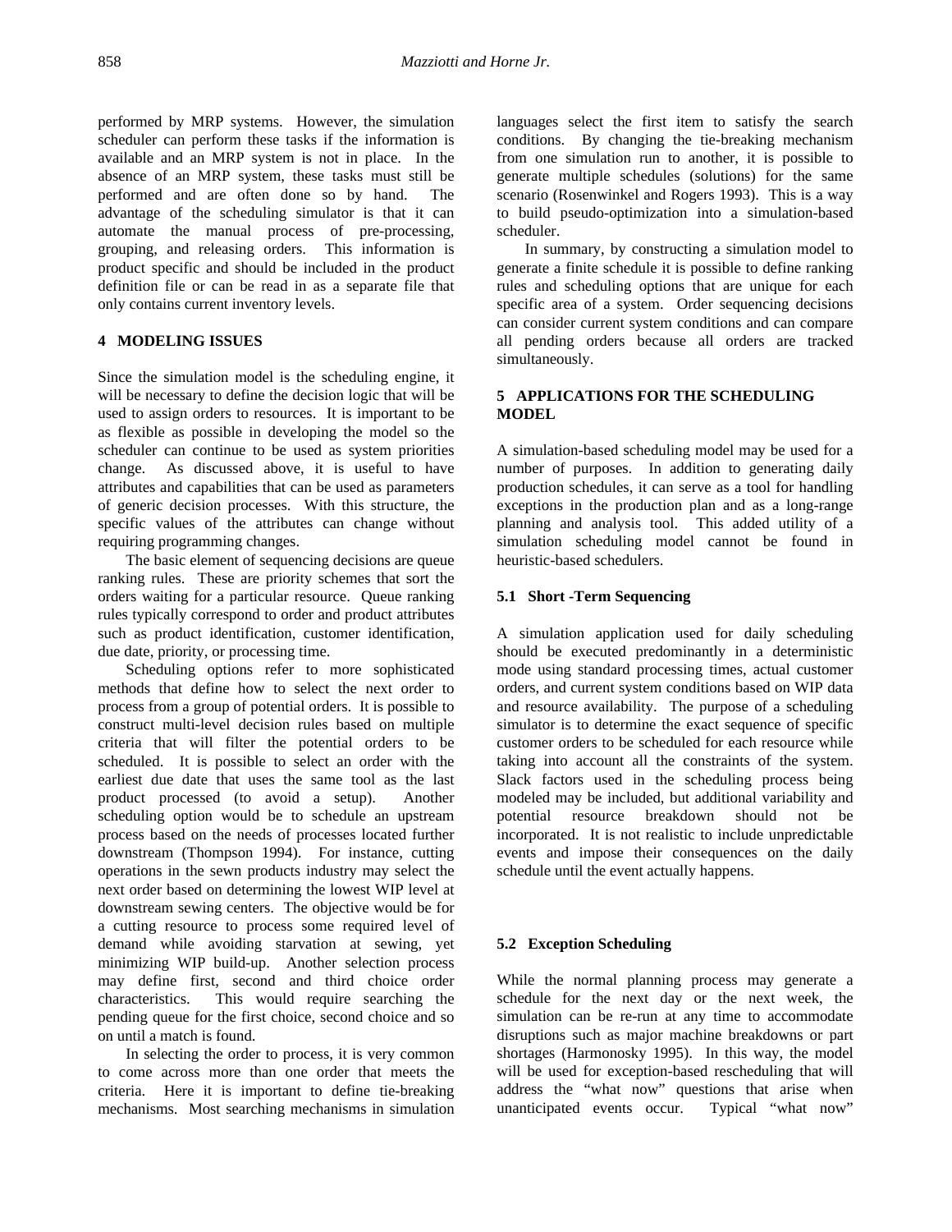performed by MRP systems. However, the simulation scheduler can perform these tasks if the information is available and an MRP system is not in place. In the absence of an MRP system, these tasks must still be performed and are often done so by hand. The advantage of the scheduling simulator is that it can automate the manual process of pre-processing, grouping, and releasing orders. This information is product specific and should be included in the product definition file or can be read in as a separate file that only contains current inventory levels.

## 4 MODELING ISSUES

Since the simulation model is the scheduling engine, it will be necessary to define the decision logic that will be used to assign orders to resources. It is important to be as flexible as possible in developing the model so the scheduler can continue to be used as system priorities change. As discussed above, it is useful to have attributes and capabilities that can be used as parameters of generic decision processes. With this structure, the specific values of the attributes can change without requiring programming changes.

The basic element of sequencing decisions are queue ranking rules. These are priority schemes that sort the orders waiting for a particular resource. Queue ranking rules typically correspond to order and product attributes such as product identification, customer identification, due date, priority, or processing time.

Scheduling options refer to more sophisticated methods that define how to select the next order to process from a group of potential orders. It is possible to construct multi-level decision rules based on multiple criteria that will filter the potential orders to be scheduled. It is possible to select an order with the earliest due date that uses the same tool as the last product processed (to avoid a setup). Another scheduling option would be to schedule an upstream process based on the needs of processes located further downstream (Thompson 1994). For instance, cutting operations in the sewn products industry may select the next order based on determining the lowest WIP level at downstream sewing centers. The objective would be for a cutting resource to process some required level of demand while avoiding starvation at sewing, yet minimizing WIP build-up. Another selection process may define first, second and third choice order characteristics. This would require searching the pending queue for the first choice, second choice and so on until a match is found.

In selecting the order to process, it is very common to come across more than one order that meets the criteria. Here it is important to define tie-breaking mechanisms. Most searching mechanisms in simulation languages select the first item to satisfy the search conditions. By changing the tie-breaking mechanism from one simulation run to another, it is possible to generate multiple schedules (solutions) for the same scenario (Rosenwinkel and Rogers 1993). This is a way to build pseudo-optimization into a simulation-based scheduler.

In summary, by constructing a simulation model to generate a finite schedule it is possible to define ranking rules and scheduling options that are unique for each specific area of a system. Order sequencing decisions can consider current system conditions and can compare all pending orders because all orders are tracked simultaneously.

## 5 APPLICATIONS FOR THE SCHEDULING MODEL

A simulation-based scheduling model may be used for a number of purposes. In addition to generating daily production schedules, it can serve as a tool for handling exceptions in the production plan and as a long-range planning and analysis tool. This added utility of a simulation scheduling model cannot be found in heuristic-based schedulers.

### 5.1 Short -Term Sequencing

A simulation application used for daily scheduling should be executed predominantly in a deterministic mode using standard processing times, actual customer orders, and current system conditions based on WIP data and resource availability. The purpose of a scheduling simulator is to determine the exact sequence of specific customer orders to be scheduled for each resource while taking into account all the constraints of the system. Slack factors used in the scheduling process being modeled may be included, but additional variability and potential resource breakdown should not be incorporated. It is not realistic to include unpredictable events and impose their consequences on the daily schedule until the event actually happens.

### 5.2 Exception Scheduling

While the normal planning process may generate a schedule for the next day or the next week, the simulation can be re-run at any time to accommodate disruptions such as major machine breakdowns or part shortages (Harmonosky 1995). In this way, the model will be used for exception-based rescheduling that will address the "what now" questions that arise when unanticipated events occur. Typical "what now"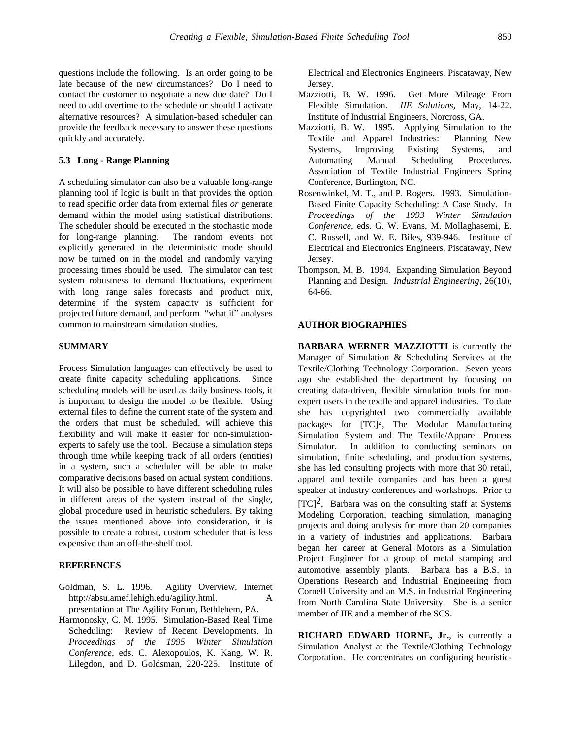questions include the following. Is an order going to be late because of the new circumstances? Do I need to contact the customer to negotiate a new due date? Do I need to add overtime to the schedule or should I activate alternative resources? A simulation-based scheduler can provide the feedback necessary to answer these questions quickly and accurately.

### 5.3 Long - Range Planning

A scheduling simulator can also be a valuable long-range planning tool if logic is built in that provides the option to read specific order data from external files *or* generate demand within the model using statistical distributions. The scheduler should be executed in the stochastic mode for long-range planning. The random events not explicitly generated in the deterministic mode should now be turned on in the model and randomly varying processing times should be used. The simulator can test system robustness to demand fluctuations, experiment with long range sales forecasts and product mix, determine if the system capacity is sufficient for projected future demand, and perform "what if" analyses common to mainstream simulation studies.

## SUMMARY

Process Simulation languages can effectively be used to create finite capacity scheduling applications. Since scheduling models will be used as daily business tools, it is important to design the model to be flexible. Using external files to define the current state of the system and the orders that must be scheduled, will achieve this flexibility and will make it easier for non-simulation-experts to safely use the tool. Because a simulation steps through time while keeping track of all orders (entities) in a system, such a scheduler will be able to make comparative decisions based on actual system conditions. It will also be possible to have different scheduling rules in different areas of the system instead of the single, global procedure used in heuristic schedulers. By taking the issues mentioned above into consideration, it is possible to create a robust, custom scheduler that is less expensive than an off-the-shelf tool.

## REFERENCES

Goldman, S. L. 1996. Agility Overview, Internet http://absu.amef.lehigh.edu/agility.html. A presentation at The Agility Forum, Bethlehem, PA.

Harmonosky, C. M. 1995. Simulation-Based Real Time Scheduling: Review of Recent Developments. In *Proceedings of the 1995 Winter Simulation Conference*, eds. C. Alexopoulos, K. Kang, W. R. Lilegdon, and D. Goldsman, 220-225. Institute of Electrical and Electronics Engineers, Piscataway, New Jersey.

Mazziotti, B. W. 1996. Get More Mileage From Flexible Simulation. *IIE Solutions*, May, 14-22. Institute of Industrial Engineers, Norcross, GA.

Mazziotti, B. W. 1995. Applying Simulation to the Textile and Apparel Industries: Planning New Systems, Improving Existing Systems, and Automating Manual Scheduling Procedures. Association of Textile Industrial Engineers Spring Conference, Burlington, NC.

Rosenwinkel, M. T., and P. Rogers. 1993. Simulation-Based Finite Capacity Scheduling: A Case Study. In *Proceedings of the 1993 Winter Simulation Conference*, eds. G. W. Evans, M. Mollaghasemi, E. C. Russell, and W. E. Biles, 939-946. Institute of Electrical and Electronics Engineers, Piscataway, New Jersey.

Thompson, M. B. 1994. Expanding Simulation Beyond Planning and Design. *Industrial Engineering*, 26(10), 64-66.

## AUTHOR BIOGRAPHIES

**BARBARA WERNER MAZZIOTTI** is currently the Manager of Simulation & Scheduling Services at the Textile/Clothing Technology Corporation. Seven years ago she established the department by focusing on creating data-driven, flexible simulation tools for non-expert users in the textile and apparel industries. To date she has copyrighted two commercially available packages for [TC]$^2$, The Modular Manufacturing Simulation System and The Textile/Apparel Process Simulator. In addition to conducting seminars on simulation, finite scheduling, and production systems, she has led consulting projects with more that 30 retail, apparel and textile companies and has been a guest speaker at industry conferences and workshops. Prior to [TC]$^2$, Barbara was on the consulting staff at Systems Modeling Corporation, teaching simulation, managing projects and doing analysis for more than 20 companies in a variety of industries and applications. Barbara began her career at General Motors as a Simulation Project Engineer for a group of metal stamping and automotive assembly plants. Barbara has a B.S. in Operations Research and Industrial Engineering from Cornell University and an M.S. in Industrial Engineering from North Carolina State University. She is a senior member of IIE and a member of the SCS.

**RICHARD EDWARD HORNE, Jr.**, is currently a Simulation Analyst at the Textile/Clothing Technology Corporation. He concentrates on configuring heuristic-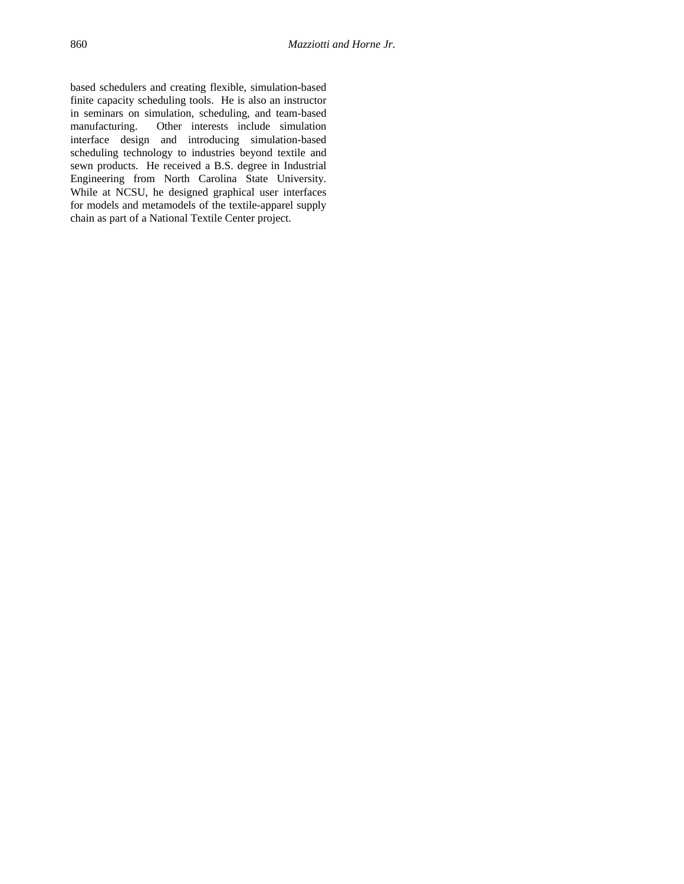based schedulers and creating flexible, simulation-based finite capacity scheduling tools. He is also an instructor in seminars on simulation, scheduling, and team-based manufacturing. Other interests include simulation interface design and introducing simulation-based scheduling technology to industries beyond textile and sewn products. He received a B.S. degree in Industrial Engineering from North Carolina State University. While at NCSU, he designed graphical user interfaces for models and metamodels of the textile-apparel supply chain as part of a National Textile Center project.